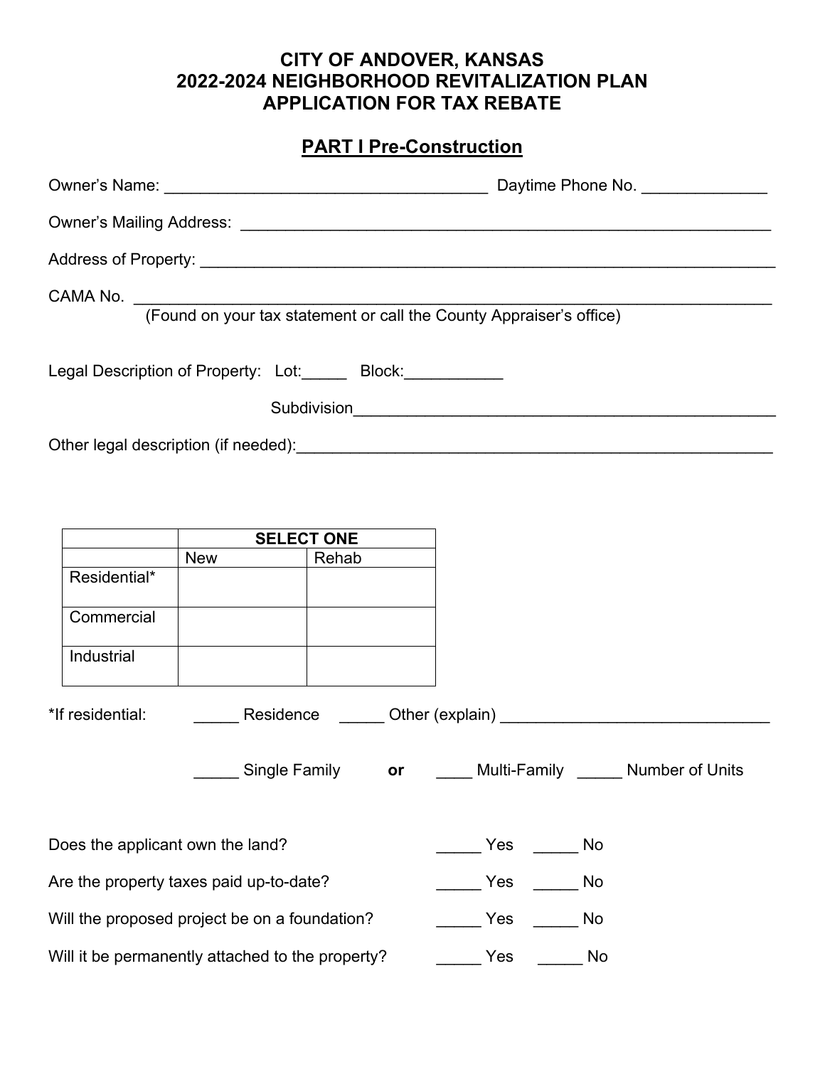# CITY OF ANDOVER, KANSAS
# 2022-2024 NEIGHBORHOOD REVITALIZATION PLAN
# APPLICATION FOR TAX REBATE

## PART I Pre-Construction

Owner's Name: ____________________________________ Daytime Phone No. ______________

Owner's Mailing Address: ______________________________________________________________

Address of Property: _________________________________________________________________

CAMA No. ________________________________________________________________________
(Found on your tax statement or call the County Appraiser's office)

Legal Description of Property: Lot:_____ Block:___________

Subdivision_______________________________________________

Other legal description (if needed):_____________________________________________________

| | SELECT ONE | |
|---|---|---|
| | New | Rehab |
| Residential* | | |
| Commercial | | |
| Industrial | | |

*If residential: _____ Residence _____ Other (explain) ______________________________

_____ Single Family **or** ____ Multi-Family _____ Number of Units

Does the applicant own the land? _____ Yes _____ No

Are the property taxes paid up-to-date? _____ Yes _____ No

Will the proposed project be on a foundation? _____ Yes _____ No

Will it be permanently attached to the property? _____ Yes _____ No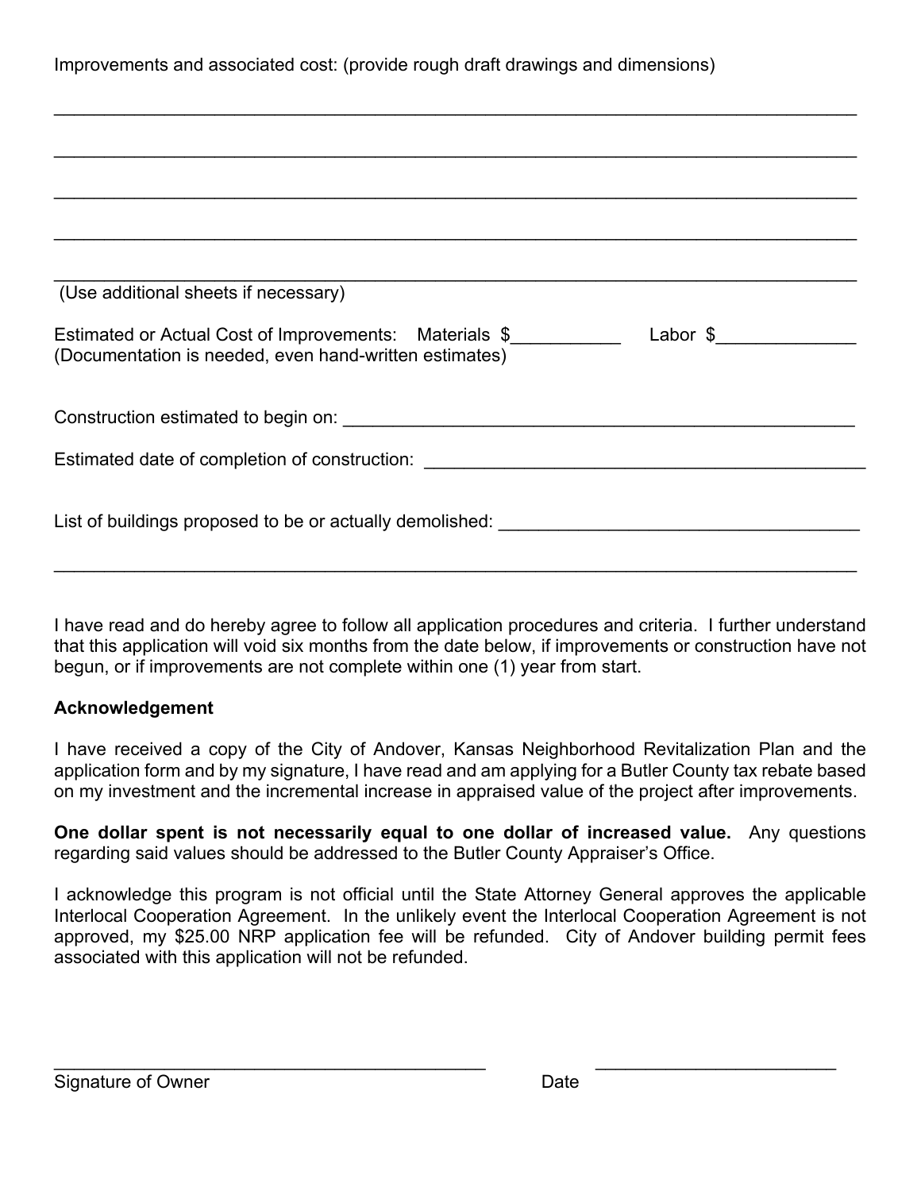Improvements and associated cost: (provide rough draft drawings and dimensions)

\_\_\_\_\_\_\_\_\_\_\_\_\_\_\_\_\_\_\_\_\_\_\_\_\_\_\_\_\_\_\_\_\_\_\_\_\_\_\_\_\_\_\_\_\_\_\_\_\_\_\_\_\_\_\_\_\_\_\_\_\_\_\_\_\_\_\_\_\_\_\_\_\_\_\_\_\_\_

\_\_\_\_\_\_\_\_\_\_\_\_\_\_\_\_\_\_\_\_\_\_\_\_\_\_\_\_\_\_\_\_\_\_\_\_\_\_\_\_\_\_\_\_\_\_\_\_\_\_\_\_\_\_\_\_\_\_\_\_\_\_\_\_\_\_\_\_\_\_\_\_\_\_\_\_\_\_

\_\_\_\_\_\_\_\_\_\_\_\_\_\_\_\_\_\_\_\_\_\_\_\_\_\_\_\_\_\_\_\_\_\_\_\_\_\_\_\_\_\_\_\_\_\_\_\_\_\_\_\_\_\_\_\_\_\_\_\_\_\_\_\_\_\_\_\_\_\_\_\_\_\_\_\_\_\_

\_\_\_\_\_\_\_\_\_\_\_\_\_\_\_\_\_\_\_\_\_\_\_\_\_\_\_\_\_\_\_\_\_\_\_\_\_\_\_\_\_\_\_\_\_\_\_\_\_\_\_\_\_\_\_\_\_\_\_\_\_\_\_\_\_\_\_\_\_\_\_\_\_\_\_\_\_\_

\_\_\_\_\_\_\_\_\_\_\_\_\_\_\_\_\_\_\_\_\_\_\_\_\_\_\_\_\_\_\_\_\_\_\_\_\_\_\_\_\_\_\_\_\_\_\_\_\_\_\_\_\_\_\_\_\_\_\_\_\_\_\_\_\_\_\_\_\_\_\_\_\_\_\_\_\_\_

(Use additional sheets if necessary)

Estimated or Actual Cost of Improvements: Materials $\_\_\_\_\_\_\_\_\_\_\_ Labor $\_\_\_\_\_\_\_\_\_\_\_\_\_\_
(Documentation is needed, even hand-written estimates)

Construction estimated to begin on: \_\_\_\_\_\_\_\_\_\_\_\_\_\_\_\_\_\_\_\_\_\_\_\_\_\_\_\_\_\_\_\_\_\_\_\_\_\_\_\_\_\_\_\_\_\_\_\_\_\_\_\_\_

Estimated date of completion of construction: \_\_\_\_\_\_\_\_\_\_\_\_\_\_\_\_\_\_\_\_\_\_\_\_\_\_\_\_\_\_\_\_\_\_\_\_\_\_\_\_\_\_\_\_\_\_

List of buildings proposed to be or actually demolished: \_\_\_\_\_\_\_\_\_\_\_\_\_\_\_\_\_\_\_\_\_\_\_\_\_\_\_\_\_\_\_\_\_\_\_\_\_\_\_

\_\_\_\_\_\_\_\_\_\_\_\_\_\_\_\_\_\_\_\_\_\_\_\_\_\_\_\_\_\_\_\_\_\_\_\_\_\_\_\_\_\_\_\_\_\_\_\_\_\_\_\_\_\_\_\_\_\_\_\_\_\_\_\_\_\_\_\_\_\_\_\_\_\_\_\_\_\_

I have read and do hereby agree to follow all application procedures and criteria. I further understand that this application will void six months from the date below, if improvements or construction have not begun, or if improvements are not complete within one (1) year from start.

**Acknowledgement**

I have received a copy of the City of Andover, Kansas Neighborhood Revitalization Plan and the application form and by my signature, I have read and am applying for a Butler County tax rebate based on my investment and the incremental increase in appraised value of the project after improvements.

**One dollar spent is not necessarily equal to one dollar of increased value.** Any questions regarding said values should be addressed to the Butler County Appraiser's Office.

I acknowledge this program is not official until the State Attorney General approves the applicable Interlocal Cooperation Agreement. In the unlikely event the Interlocal Cooperation Agreement is not approved, my $25.00 NRP application fee will be refunded. City of Andover building permit fees associated with this application will not be refunded.

\_\_\_\_\_\_\_\_\_\_\_\_\_\_\_\_\_\_\_\_\_\_\_\_\_\_\_\_\_\_\_\_\_\_\_\_\_\_\_\_\_\_\_\_\_ \_\_\_\_\_\_\_\_\_\_\_\_\_\_\_\_\_\_\_\_\_\_\_\_\_\_\_\_

Signature of Owner Date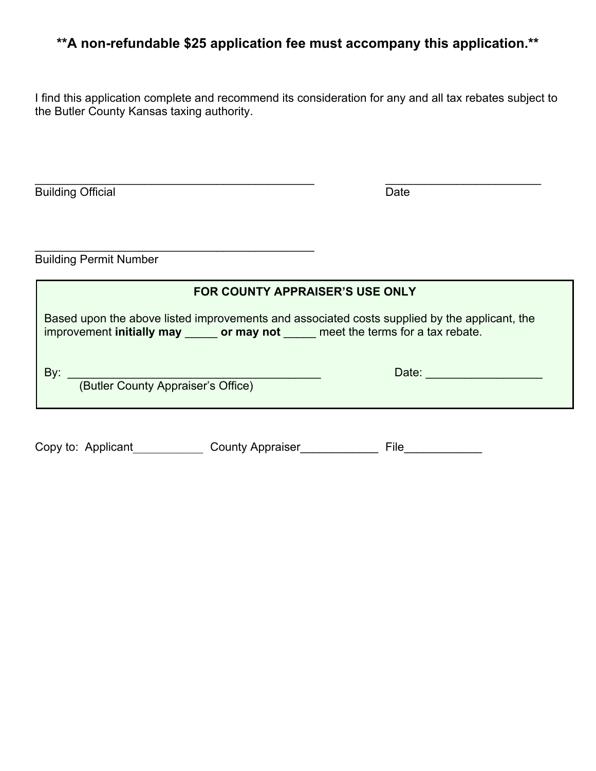**\*\*A non-refundable $25 application fee must accompany this application.\*\***

I find this application complete and recommend its consideration for any and all tax rebates subject to the Butler County Kansas taxing authority.

_____________________________________________ &nbsp;&nbsp;&nbsp;&nbsp;&nbsp;&nbsp;&nbsp;&nbsp; _________________________
Building Official &nbsp;&nbsp;&nbsp;&nbsp;&nbsp;&nbsp;&nbsp;&nbsp;&nbsp;&nbsp;&nbsp;&nbsp;&nbsp;&nbsp;&nbsp;&nbsp;&nbsp;&nbsp;&nbsp;&nbsp;&nbsp;&nbsp;&nbsp;&nbsp;&nbsp;&nbsp;&nbsp;&nbsp;&nbsp;&nbsp;&nbsp;&nbsp;&nbsp;&nbsp;&nbsp;&nbsp;&nbsp;&nbsp;&nbsp;&nbsp; Date

_____________________________________________
Building Permit Number

**FOR COUNTY APPRAISER'S USE ONLY**

Based upon the above listed improvements and associated costs supplied by the applicant, the improvement **initially may** _____ **or may not** _____ meet the terms for a tax rebate.

By: ________________________________________ &nbsp;&nbsp;&nbsp;&nbsp;&nbsp;&nbsp;&nbsp;&nbsp; Date: __________________
(Butler County Appraiser's Office)

Copy to: Applicant___________ County Appraiser____________ File____________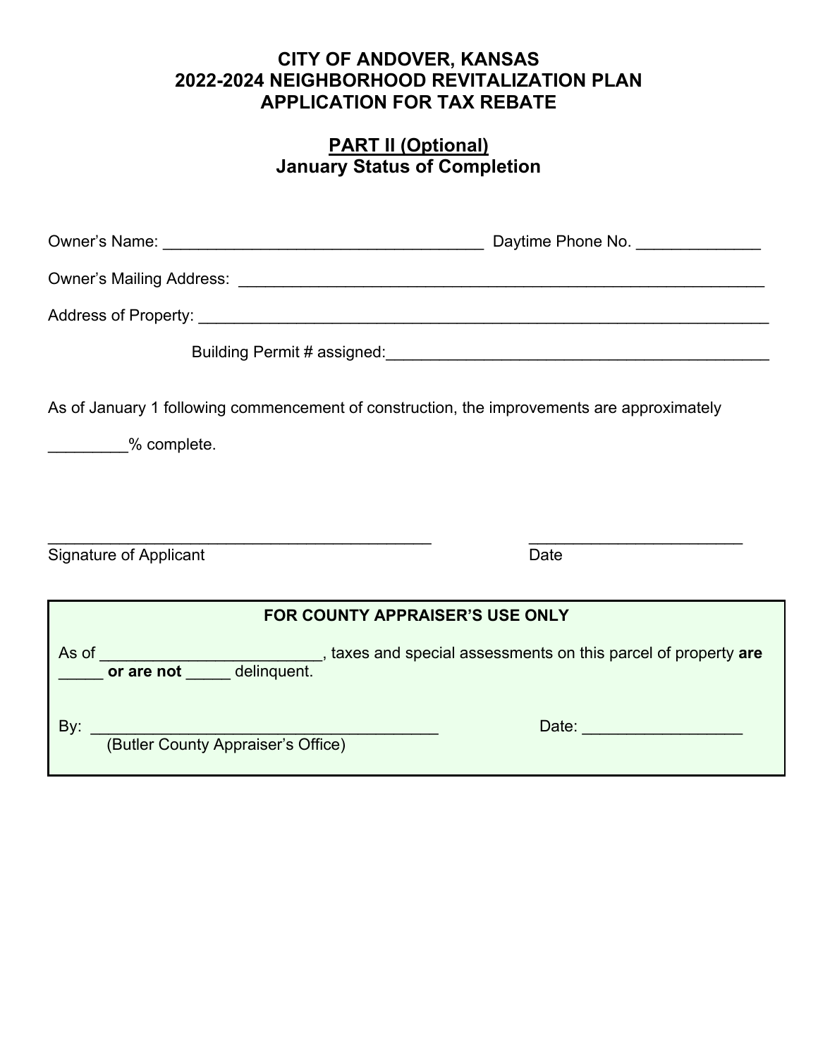# CITY OF ANDOVER, KANSAS
# 2022-2024 NEIGHBORHOOD REVITALIZATION PLAN
# APPLICATION FOR TAX REBATE

## PART II (Optional)
## January Status of Completion

Owner's Name: ____________________________________ Daytime Phone No. ______________

Owner's Mailing Address: ____________________________________________________________

Address of Property: ________________________________________________________________

Building Permit # assigned: ____________________________________________

As of January 1 following commencement of construction, the improvements are approximately

_________% complete.

_____________________________________________ _________________________

Signature of Applicant Date

---

**FOR COUNTY APPRAISER'S USE ONLY**

As of _________________________, taxes and special assessments on this parcel of property **are** _____ **or are not** _____ delinquent.

By: _______________________________________ Date: __________________

(Butler County Appraiser's Office)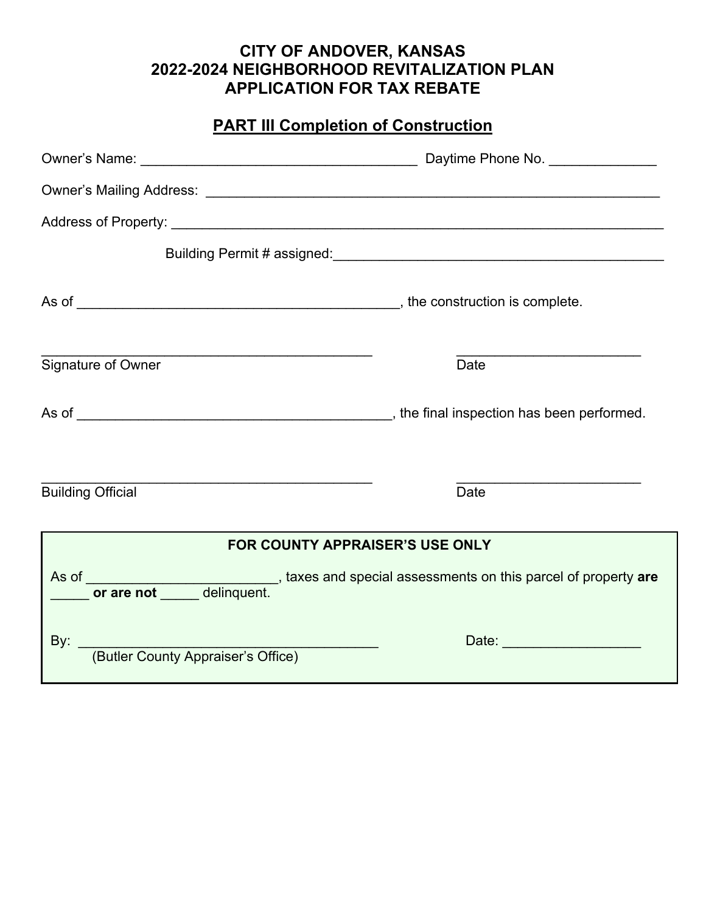# CITY OF ANDOVER, KANSAS
# 2022-2024 NEIGHBORHOOD REVITALIZATION PLAN
# APPLICATION FOR TAX REBATE

## PART III Completion of Construction

Owner's Name: ____________________________________ Daytime Phone No. ______________

Owner's Mailing Address: ______________________________________________________________

Address of Property: ________________________________________________________________

Building Permit # assigned:____________________________________________

As of __________________________________________, the construction is complete.

____________________________________________ ________________________
Signature of Owner Date

As of __________________________________________, the final inspection has been performed.

____________________________________________ ________________________
Building Official Date

**FOR COUNTY APPRAISER'S USE ONLY**

As of _________________________, taxes and special assessments on this parcel of property **are** _____ **or are not** _____ delinquent.

By: ________________________________________ Date: __________________
(Butler County Appraiser's Office)